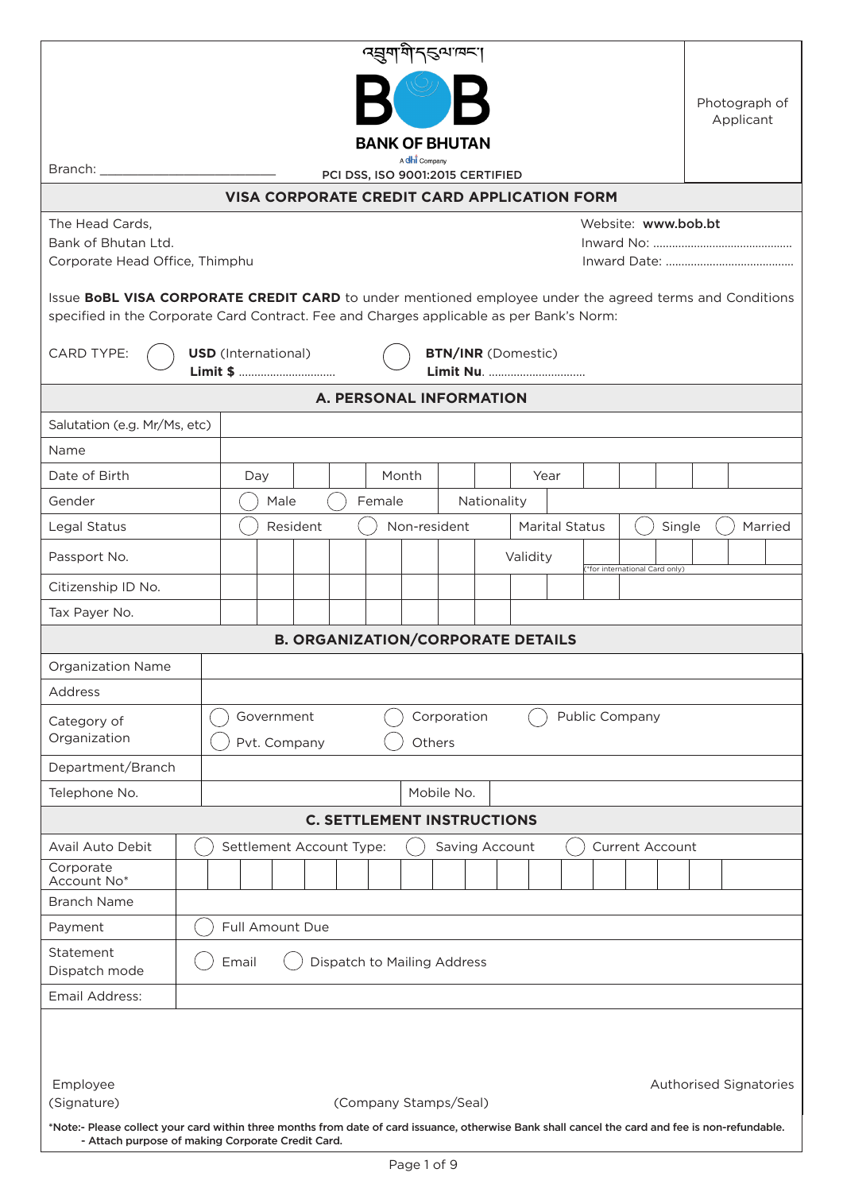འབྲུག་གི་དངུལ་ཁང་།

**BANK OF BHUTAN**

A dhi Company

PCI DSS, ISO 9001:2015 CERTIFIED

Branch: ______________________

Photograph of Applicant

## VISA CORPORATE CREDIT CARD APPLICATION FORM

The Head Cards,
Bank of Bhutan Ltd.
Corporate Head Office, Thimphu

Website: **www.bob.bt**
Inward No: ...........................................
Inward Date: ........................................

Issue **BoBL VISA CORPORATE CREDIT CARD** to under mentioned employee under the agreed terms and Conditions specified in the Corporate Card Contract. Fee and Charges applicable as per Bank's Norm:

CARD TYPE: ◯ **USD** (International) **Limit $** .............................. ◯ **BTN/INR** (Domestic) **Limit Nu.** ..............................

### A. PERSONAL INFORMATION

| Field | Details |
|---|---|
| Salutation (e.g. Mr/Ms, etc) | |
| Name | |
| Date of Birth | Day: ___ Month: ___ Year: ___ |
| Gender | ◯ Male ◯ Female — Nationality: |
| Legal Status | ◯ Resident ◯ Non-resident — Marital Status: ◯ Single ◯ Married |
| Passport No. | Validity: (*for international Card only) |
| Citizenship ID No. | |
| Tax Payer No. | |

### B. ORGANIZATION/CORPORATE DETAILS

| Field | Details |
|---|---|
| Organization Name | |
| Address | |
| Category of Organization | ◯ Government ◯ Corporation ◯ Public Company ◯ Pvt. Company ◯ Others |
| Department/Branch | |
| Telephone No. | Mobile No. |

### C. SETTLEMENT INSTRUCTIONS

| Field | Details |
|---|---|
| Avail Auto Debit | ◯ Settlement Account Type: ◯ Saving Account ◯ Current Account |
| Corporate Account No* | |
| Branch Name | |
| Payment | ◯ Full Amount Due |
| Statement Dispatch mode | ◯ Email ◯ Dispatch to Mailing Address |
| Email Address: | |

Employee (Signature) (Company Stamps/Seal) Authorised Signatories

**\*Note:- Please collect your card within three months from date of card issuance, otherwise Bank shall cancel the card and fee is non-refundable.**
**- Attach purpose of making Corporate Credit Card.**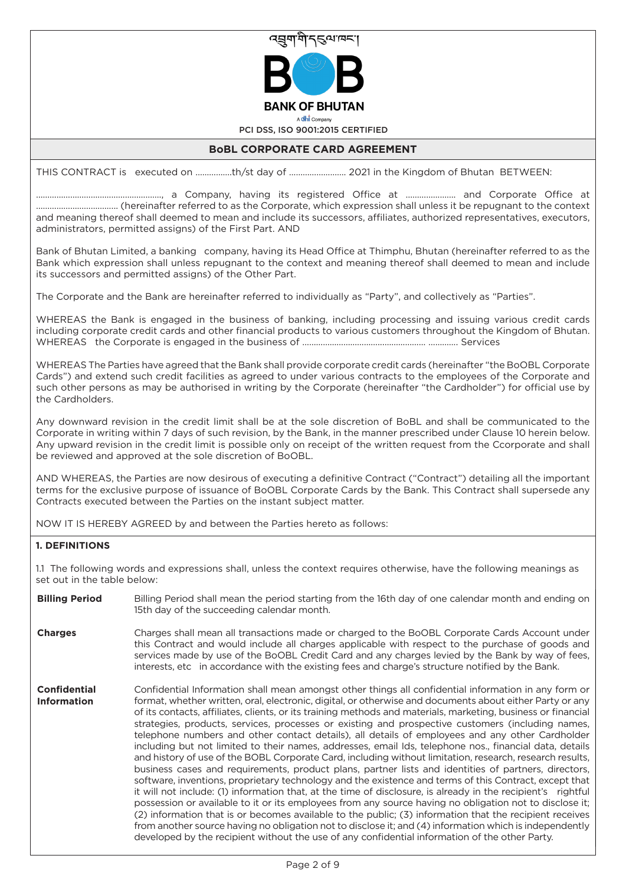འབྲུག་གི་དངུལ་ཁང་།

**BANK OF BHUTAN**

A dhi Company

PCI DSS, ISO 9001:2015 CERTIFIED

## BoBL CORPORATE CARD AGREEMENT

THIS CONTRACT is executed on ................th/st day of ......................... 2021 in the Kingdom of Bhutan BETWEEN:

......................................................., a Company, having its registered Office at ...................... and Corporate Office at .................................... (hereinafter referred to as the Corporate, which expression shall unless it be repugnant to the context and meaning thereof shall deemed to mean and include its successors, affiliates, authorized representatives, executors, administrators, permitted assigns) of the First Part. AND

Bank of Bhutan Limited, a banking company, having its Head Office at Thimphu, Bhutan (hereinafter referred to as the Bank which expression shall unless repugnant to the context and meaning thereof shall deemed to mean and include its successors and permitted assigns) of the Other Part.

The Corporate and the Bank are hereinafter referred to individually as "Party", and collectively as "Parties".

WHEREAS the Bank is engaged in the business of banking, including processing and issuing various credit cards including corporate credit cards and other financial products to various customers throughout the Kingdom of Bhutan.
WHEREAS the Corporate is engaged in the business of .................................................... ............ Services

WHEREAS The Parties have agreed that the Bank shall provide corporate credit cards (hereinafter "the BoOBL Corporate Cards") and extend such credit facilities as agreed to under various contracts to the employees of the Corporate and such other persons as may be authorised in writing by the Corporate (hereinafter "the Cardholder") for official use by the Cardholders.

Any downward revision in the credit limit shall be at the sole discretion of BoBL and shall be communicated to the Corporate in writing within 7 days of such revision, by the Bank, in the manner prescribed under Clause 10 herein below. Any upward revision in the credit limit is possible only on receipt of the written request from the Ccorporate and shall be reviewed and approved at the sole discretion of BoOBL.

AND WHEREAS, the Parties are now desirous of executing a definitive Contract ("Contract") detailing all the important terms for the exclusive purpose of issuance of BoOBL Corporate Cards by the Bank. This Contract shall supersede any Contracts executed between the Parties on the instant subject matter.

NOW IT IS HEREBY AGREED by and between the Parties hereto as follows:

### 1. DEFINITIONS

1.1 The following words and expressions shall, unless the context requires otherwise, have the following meanings as set out in the table below:

| | |
|---|---|
| **Billing Period** | Billing Period shall mean the period starting from the 16th day of one calendar month and ending on 15th day of the succeeding calendar month. |
| **Charges** | Charges shall mean all transactions made or charged to the BoOBL Corporate Cards Account under this Contract and would include all charges applicable with respect to the purchase of goods and services made by use of the BoOBL Credit Card and any charges levied by the Bank by way of fees, interests, etc in accordance with the existing fees and charge's structure notified by the Bank. |
| **Confidential Information** | Confidential Information shall mean amongst other things all confidential information in any form or format, whether written, oral, electronic, digital, or otherwise and documents about either Party or any of its contacts, affiliates, clients, or its training methods and materials, marketing, business or financial strategies, products, services, processes or existing and prospective customers (including names, telephone numbers and other contact details), all details of employees and any other Cardholder including but not limited to their names, addresses, email Ids, telephone nos., financial data, details and history of use of the BOBL Corporate Card, including without limitation, research, research results, business cases and requirements, product plans, partner lists and identities of partners, directors, software, inventions, proprietary technology and the existence and terms of this Contract, except that it will not include: (1) information that, at the time of disclosure, is already in the recipient's rightful possession or available to it or its employees from any source having no obligation not to disclose it; (2) information that is or becomes available to the public; (3) information that the recipient receives from another source having no obligation not to disclose it; and (4) information which is independently developed by the recipient without the use of any confidential information of the other Party. |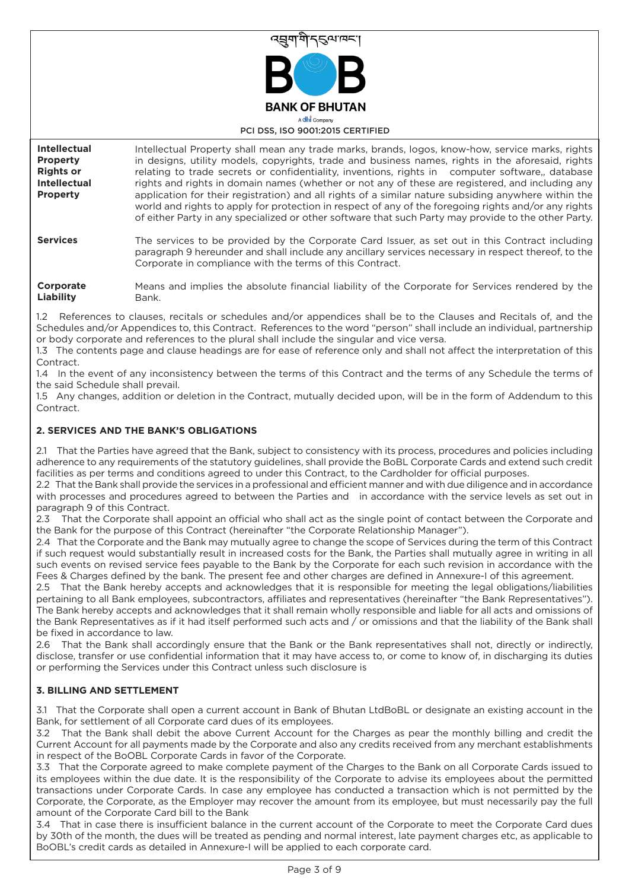འབྲུག་གི་དངུལ་ཁང་།

**BANK OF BHUTAN**

A dhi Company

PCI DSS, ISO 9001:2015 CERTIFIED

| | |
|---|---|
| **Intellectual Property Rights or Intellectual Property** | Intellectual Property shall mean any trade marks, brands, logos, know-how, service marks, rights in designs, utility models, copyrights, trade and business names, rights in the aforesaid, rights relating to trade secrets or confidentiality, inventions, rights in computer software,, database rights and rights in domain names (whether or not any of these are registered, and including any application for their registration) and all rights of a similar nature subsiding anywhere within the world and rights to apply for protection in respect of any of the foregoing rights and/or any rights of either Party in any specialized or other software that such Party may provide to the other Party. |
| **Services** | The services to be provided by the Corporate Card Issuer, as set out in this Contract including paragraph 9 hereunder and shall include any ancillary services necessary in respect thereof, to the Corporate in compliance with the terms of this Contract. |
| **Corporate Liability** | Means and implies the absolute financial liability of the Corporate for Services rendered by the Bank. |

1.2 References to clauses, recitals or schedules and/or appendices shall be to the Clauses and Recitals of, and the Schedules and/or Appendices to, this Contract. References to the word "person" shall include an individual, partnership or body corporate and references to the plural shall include the singular and vice versa.
1.3 The contents page and clause headings are for ease of reference only and shall not affect the interpretation of this Contract.
1.4 In the event of any inconsistency between the terms of this Contract and the terms of any Schedule the terms of the said Schedule shall prevail.
1.5 Any changes, addition or deletion in the Contract, mutually decided upon, will be in the form of Addendum to this Contract.

## 2. SERVICES AND THE BANK'S OBLIGATIONS

2.1 That the Parties have agreed that the Bank, subject to consistency with its process, procedures and policies including adherence to any requirements of the statutory guidelines, shall provide the BoBL Corporate Cards and extend such credit facilities as per terms and conditions agreed to under this Contract, to the Cardholder for official purposes.
2.2 That the Bank shall provide the services in a professional and efficient manner and with due diligence and in accordance with processes and procedures agreed to between the Parties and in accordance with the service levels as set out in paragraph 9 of this Contract.
2.3 That the Corporate shall appoint an official who shall act as the single point of contact between the Corporate and the Bank for the purpose of this Contract (hereinafter "the Corporate Relationship Manager").
2.4 That the Corporate and the Bank may mutually agree to change the scope of Services during the term of this Contract if such request would substantially result in increased costs for the Bank, the Parties shall mutually agree in writing in all such events on revised service fees payable to the Bank by the Corporate for each such revision in accordance with the Fees & Charges defined by the bank. The present fee and other charges are defined in Annexure-I of this agreement.
2.5 That the Bank hereby accepts and acknowledges that it is responsible for meeting the legal obligations/liabilities pertaining to all Bank employees, subcontractors, affiliates and representatives (hereinafter "the Bank Representatives"). The Bank hereby accepts and acknowledges that it shall remain wholly responsible and liable for all acts and omissions of the Bank Representatives as if it had itself performed such acts and / or omissions and that the liability of the Bank shall be fixed in accordance to law.
2.6 That the Bank shall accordingly ensure that the Bank or the Bank representatives shall not, directly or indirectly, disclose, transfer or use confidential information that it may have access to, or come to know of, in discharging its duties or performing the Services under this Contract unless such disclosure is

## 3. BILLING AND SETTLEMENT

3.1 That the Corporate shall open a current account in Bank of Bhutan LtdBoBL or designate an existing account in the Bank, for settlement of all Corporate card dues of its employees.
3.2 That the Bank shall debit the above Current Account for the Charges as pear the monthly billing and credit the Current Account for all payments made by the Corporate and also any credits received from any merchant establishments in respect of the BoOBL Corporate Cards in favor of the Corporate.
3.3 That the Corporate agreed to make complete payment of the Charges to the Bank on all Corporate Cards issued to its employees within the due date. It is the responsibility of the Corporate to advise its employees about the permitted transactions under Corporate Cards. In case any employee has conducted a transaction which is not permitted by the Corporate, the Corporate, as the Employer may recover the amount from its employee, but must necessarily pay the full amount of the Corporate Card bill to the Bank
3.4 That in case there is insufficient balance in the current account of the Corporate to meet the Corporate Card dues by 30th of the month, the dues will be treated as pending and normal interest, late payment charges etc, as applicable to BoOBL's credit cards as detailed in Annexure-I will be applied to each corporate card.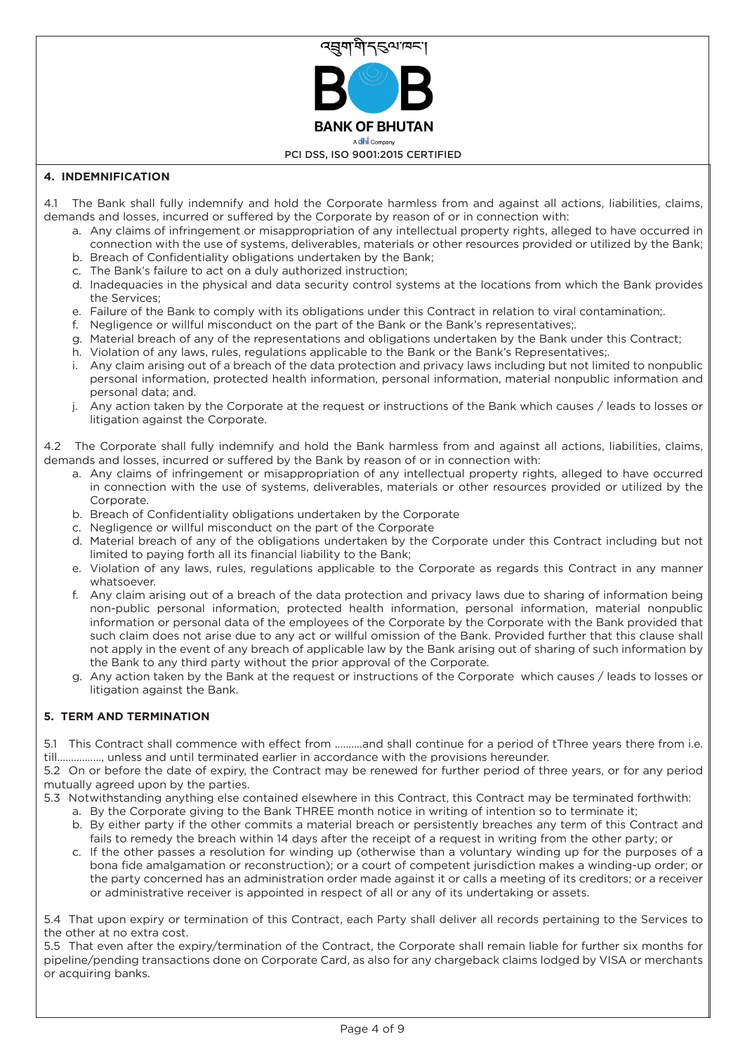## 4. INDEMNIFICATION

4.1 The Bank shall fully indemnify and hold the Corporate harmless from and against all actions, liabilities, claims, demands and losses, incurred or suffered by the Corporate by reason of or in connection with:

a. Any claims of infringement or misappropriation of any intellectual property rights, alleged to have occurred in connection with the use of systems, deliverables, materials or other resources provided or utilized by the Bank;
b. Breach of Confidentiality obligations undertaken by the Bank;
c. The Bank's failure to act on a duly authorized instruction;
d. Inadequacies in the physical and data security control systems at the locations from which the Bank provides the Services;
e. Failure of the Bank to comply with its obligations under this Contract in relation to viral contamination;.
f. Negligence or willful misconduct on the part of the Bank or the Bank's representatives;.
g. Material breach of any of the representations and obligations undertaken by the Bank under this Contract;
h. Violation of any laws, rules, regulations applicable to the Bank or the Bank's Representatives;.
i. Any claim arising out of a breach of the data protection and privacy laws including but not limited to nonpublic personal information, protected health information, personal information, material nonpublic information and personal data; and.
j. Any action taken by the Corporate at the request or instructions of the Bank which causes / leads to losses or litigation against the Corporate.

4.2 The Corporate shall fully indemnify and hold the Bank harmless from and against all actions, liabilities, claims, demands and losses, incurred or suffered by the Bank by reason of or in connection with:

a. Any claims of infringement or misappropriation of any intellectual property rights, alleged to have occurred in connection with the use of systems, deliverables, materials or other resources provided or utilized by the Corporate.
b. Breach of Confidentiality obligations undertaken by the Corporate
c. Negligence or willful misconduct on the part of the Corporate
d. Material breach of any of the obligations undertaken by the Corporate under this Contract including but not limited to paying forth all its financial liability to the Bank;
e. Violation of any laws, rules, regulations applicable to the Corporate as regards this Contract in any manner whatsoever.
f. Any claim arising out of a breach of the data protection and privacy laws due to sharing of information being non-public personal information, protected health information, personal information, material nonpublic information or personal data of the employees of the Corporate by the Corporate with the Bank provided that such claim does not arise due to any act or willful omission of the Bank. Provided further that this clause shall not apply in the event of any breach of applicable law by the Bank arising out of sharing of such information by the Bank to any third party without the prior approval of the Corporate.
g. Any action taken by the Bank at the request or instructions of the Corporate which causes / leads to losses or litigation against the Bank.

## 5. TERM AND TERMINATION

5.1 This Contract shall commence with effect from ..........and shall continue for a period of tThree years there from i.e. till................, unless and until terminated earlier in accordance with the provisions hereunder.
5.2 On or before the date of expiry, the Contract may be renewed for further period of three years, or for any period mutually agreed upon by the parties.
5.3 Notwithstanding anything else contained elsewhere in this Contract, this Contract may be terminated forthwith:

a. By the Corporate giving to the Bank THREE month notice in writing of intention so to terminate it;
b. By either party if the other commits a material breach or persistently breaches any term of this Contract and fails to remedy the breach within 14 days after the receipt of a request in writing from the other party; or
c. If the other passes a resolution for winding up (otherwise than a voluntary winding up for the purposes of a bona fide amalgamation or reconstruction); or a court of competent jurisdiction makes a winding-up order; or the party concerned has an administration order made against it or calls a meeting of its creditors; or a receiver or administrative receiver is appointed in respect of all or any of its undertaking or assets.

5.4 That upon expiry or termination of this Contract, each Party shall deliver all records pertaining to the Services to the other at no extra cost.
5.5 That even after the expiry/termination of the Contract, the Corporate shall remain liable for further six months for pipeline/pending transactions done on Corporate Card, as also for any chargeback claims lodged by VISA or merchants or acquiring banks.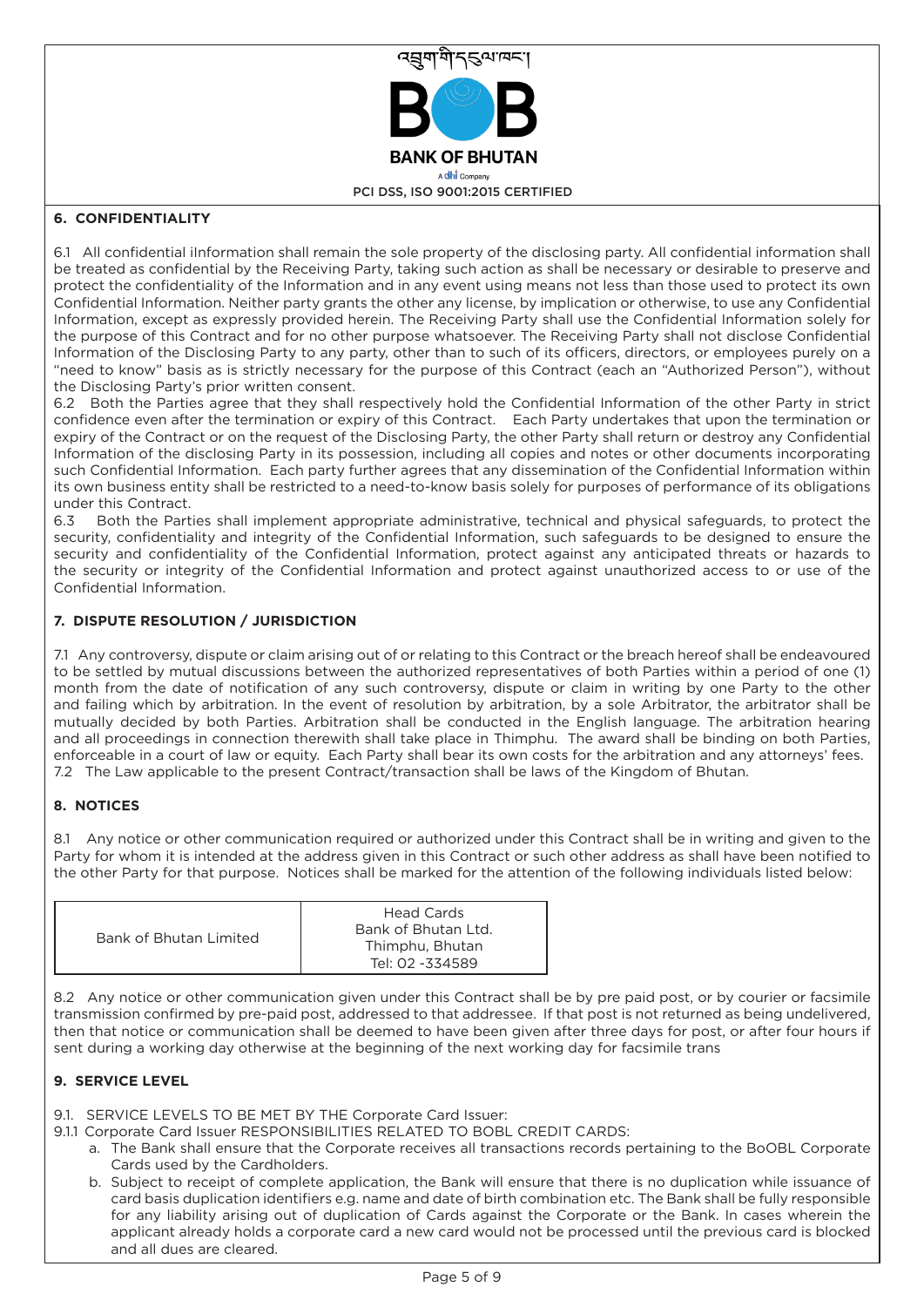## 6. CONFIDENTIALITY

6.1 All confidential iInformation shall remain the sole property of the disclosing party. All confidential information shall be treated as confidential by the Receiving Party, taking such action as shall be necessary or desirable to preserve and protect the confidentiality of the Information and in any event using means not less than those used to protect its own Confidential Information. Neither party grants the other any license, by implication or otherwise, to use any Confidential Information, except as expressly provided herein. The Receiving Party shall use the Confidential Information solely for the purpose of this Contract and for no other purpose whatsoever. The Receiving Party shall not disclose Confidential Information of the Disclosing Party to any party, other than to such of its officers, directors, or employees purely on a "need to know" basis as is strictly necessary for the purpose of this Contract (each an "Authorized Person"), without the Disclosing Party's prior written consent.

6.2 Both the Parties agree that they shall respectively hold the Confidential Information of the other Party in strict confidence even after the termination or expiry of this Contract. Each Party undertakes that upon the termination or expiry of the Contract or on the request of the Disclosing Party, the other Party shall return or destroy any Confidential Information of the disclosing Party in its possession, including all copies and notes or other documents incorporating such Confidential Information. Each party further agrees that any dissemination of the Confidential Information within its own business entity shall be restricted to a need-to-know basis solely for purposes of performance of its obligations under this Contract.

6.3 Both the Parties shall implement appropriate administrative, technical and physical safeguards, to protect the security, confidentiality and integrity of the Confidential Information, such safeguards to be designed to ensure the security and confidentiality of the Confidential Information, protect against any anticipated threats or hazards to the security or integrity of the Confidential Information and protect against unauthorized access to or use of the Confidential Information.

## 7. DISPUTE RESOLUTION / JURISDICTION

7.1 Any controversy, dispute or claim arising out of or relating to this Contract or the breach hereof shall be endeavoured to be settled by mutual discussions between the authorized representatives of both Parties within a period of one (1) month from the date of notification of any such controversy, dispute or claim in writing by one Party to the other and failing which by arbitration. In the event of resolution by arbitration, by a sole Arbitrator, the arbitrator shall be mutually decided by both Parties. Arbitration shall be conducted in the English language. The arbitration hearing and all proceedings in connection therewith shall take place in Thimphu. The award shall be binding on both Parties, enforceable in a court of law or equity. Each Party shall bear its own costs for the arbitration and any attorneys' fees.

7.2 The Law applicable to the present Contract/transaction shall be laws of the Kingdom of Bhutan.

## 8. NOTICES

8.1 Any notice or other communication required or authorized under this Contract shall be in writing and given to the Party for whom it is intended at the address given in this Contract or such other address as shall have been notified to the other Party for that purpose. Notices shall be marked for the attention of the following individuals listed below:

| | |
|---|---|
| Bank of Bhutan Limited | Head Cards<br>Bank of Bhutan Ltd.<br>Thimphu, Bhutan<br>Tel: 02 -334589 |

8.2 Any notice or other communication given under this Contract shall be by pre paid post, or by courier or facsimile transmission confirmed by pre-paid post, addressed to that addressee. If that post is not returned as being undelivered, then that notice or communication shall be deemed to have been given after three days for post, or after four hours if sent during a working day otherwise at the beginning of the next working day for facsimile trans

## 9. SERVICE LEVEL

9.1. SERVICE LEVELS TO BE MET BY THE Corporate Card Issuer:

9.1.1 Corporate Card Issuer RESPONSIBILITIES RELATED TO BOBL CREDIT CARDS:

a. The Bank shall ensure that the Corporate receives all transactions records pertaining to the BoOBL Corporate Cards used by the Cardholders.

b. Subject to receipt of complete application, the Bank will ensure that there is no duplication while issuance of card basis duplication identifiers e.g. name and date of birth combination etc. The Bank shall be fully responsible for any liability arising out of duplication of Cards against the Corporate or the Bank. In cases wherein the applicant already holds a corporate card a new card would not be processed until the previous card is blocked and all dues are cleared.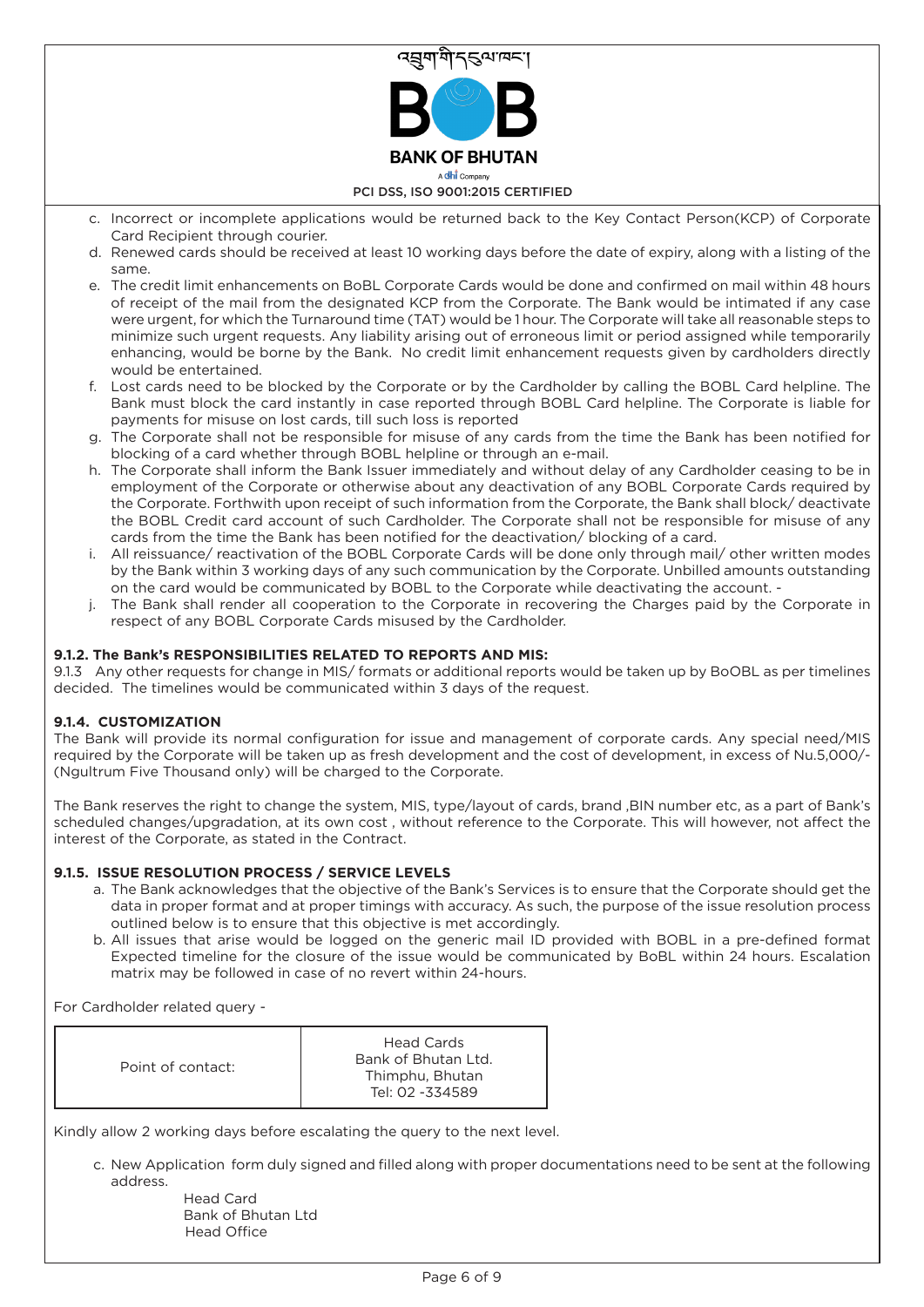c. Incorrect or incomplete applications would be returned back to the Key Contact Person(KCP) of Corporate Card Recipient through courier.

d. Renewed cards should be received at least 10 working days before the date of expiry, along with a listing of the same.

e. The credit limit enhancements on BoBL Corporate Cards would be done and confirmed on mail within 48 hours of receipt of the mail from the designated KCP from the Corporate. The Bank would be intimated if any case were urgent, for which the Turnaround time (TAT) would be 1 hour. The Corporate will take all reasonable steps to minimize such urgent requests. Any liability arising out of erroneous limit or period assigned while temporarily enhancing, would be borne by the Bank. No credit limit enhancement requests given by cardholders directly would be entertained.

f. Lost cards need to be blocked by the Corporate or by the Cardholder by calling the BOBL Card helpline. The Bank must block the card instantly in case reported through BOBL Card helpline. The Corporate is liable for payments for misuse on lost cards, till such loss is reported

g. The Corporate shall not be responsible for misuse of any cards from the time the Bank has been notified for blocking of a card whether through BOBL helpline or through an e-mail.

h. The Corporate shall inform the Bank Issuer immediately and without delay of any Cardholder ceasing to be in employment of the Corporate or otherwise about any deactivation of any BOBL Corporate Cards required by the Corporate. Forthwith upon receipt of such information from the Corporate, the Bank shall block/ deactivate the BOBL Credit card account of such Cardholder. The Corporate shall not be responsible for misuse of any cards from the time the Bank has been notified for the deactivation/ blocking of a card.

i. All reissuance/ reactivation of the BOBL Corporate Cards will be done only through mail/ other written modes by the Bank within 3 working days of any such communication by the Corporate. Unbilled amounts outstanding on the card would be communicated by BOBL to the Corporate while deactivating the account. -

j. The Bank shall render all cooperation to the Corporate in recovering the Charges paid by the Corporate in respect of any BOBL Corporate Cards misused by the Cardholder.

**9.1.2. The Bank's RESPONSIBILITIES RELATED TO REPORTS AND MIS:**

9.1.3 Any other requests for change in MIS/ formats or additional reports would be taken up by BoOBL as per timelines decided. The timelines would be communicated within 3 days of the request.

**9.1.4. CUSTOMIZATION**

The Bank will provide its normal configuration for issue and management of corporate cards. Any special need/MIS required by the Corporate will be taken up as fresh development and the cost of development, in excess of Nu.5,000/- (Ngultrum Five Thousand only) will be charged to the Corporate.

The Bank reserves the right to change the system, MIS, type/layout of cards, brand ,BIN number etc, as a part of Bank's scheduled changes/upgradation, at its own cost , without reference to the Corporate. This will however, not affect the interest of the Corporate, as stated in the Contract.

**9.1.5. ISSUE RESOLUTION PROCESS / SERVICE LEVELS**

a. The Bank acknowledges that the objective of the Bank's Services is to ensure that the Corporate should get the data in proper format and at proper timings with accuracy. As such, the purpose of the issue resolution process outlined below is to ensure that this objective is met accordingly.

b. All issues that arise would be logged on the generic mail ID provided with BOBL in a pre-defined format Expected timeline for the closure of the issue would be communicated by BoBL within 24 hours. Escalation matrix may be followed in case of no revert within 24-hours.

For Cardholder related query -

| Point of contact: | Head Cards<br>Bank of Bhutan Ltd.<br>Thimphu, Bhutan<br>Tel: 02 -334589 |
|---|---|

Kindly allow 2 working days before escalating the query to the next level.

c. New Application form duly signed and filled along with proper documentations need to be sent at the following address.

Head Card
Bank of Bhutan Ltd
Head Office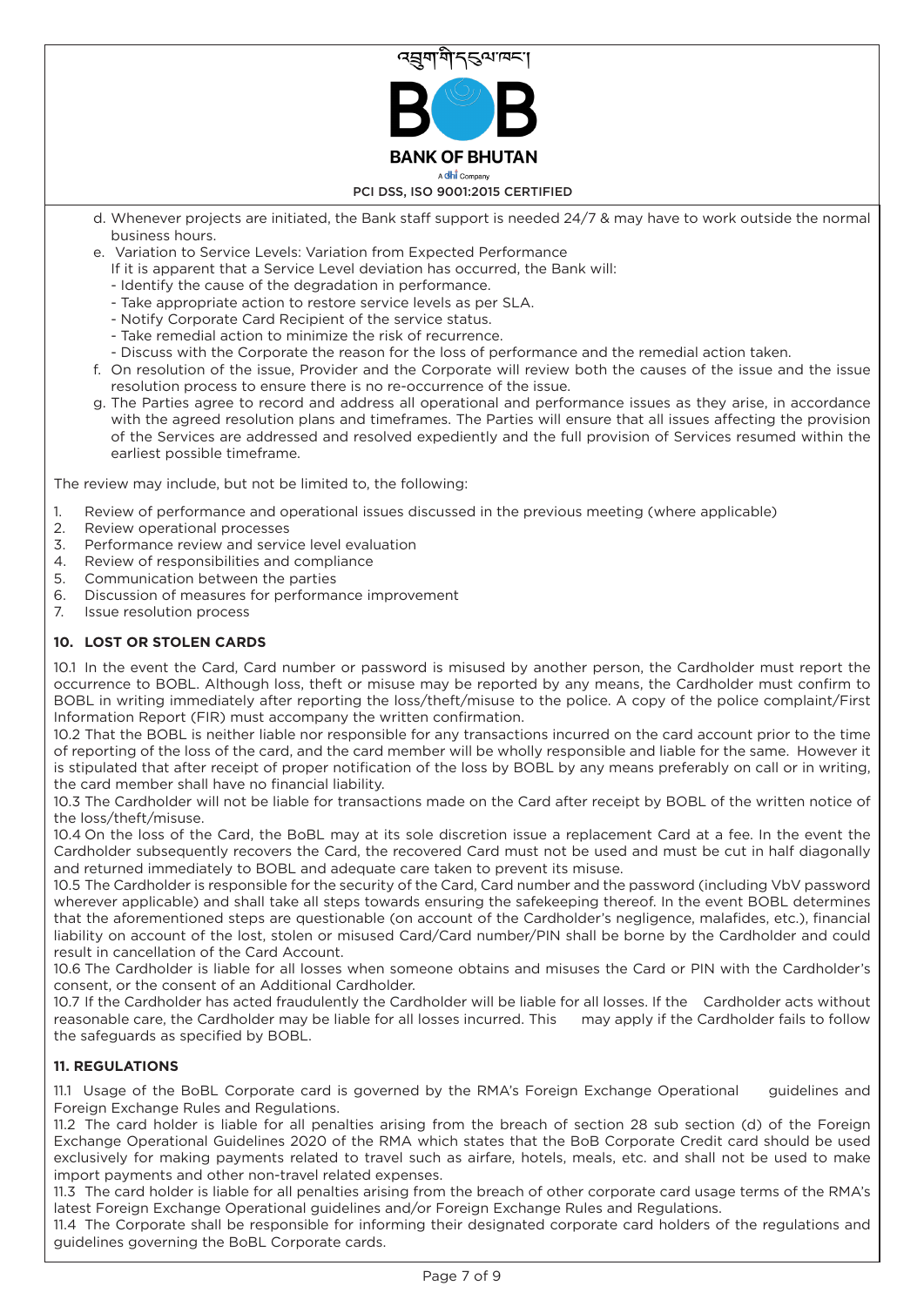d. Whenever projects are initiated, the Bank staff support is needed 24/7 & may have to work outside the normal business hours.

e. Variation to Service Levels: Variation from Expected Performance
   If it is apparent that a Service Level deviation has occurred, the Bank will:
   - Identify the cause of the degradation in performance.
   - Take appropriate action to restore service levels as per SLA.
   - Notify Corporate Card Recipient of the service status.
   - Take remedial action to minimize the risk of recurrence.
   - Discuss with the Corporate the reason for the loss of performance and the remedial action taken.

f. On resolution of the issue, Provider and the Corporate will review both the causes of the issue and the issue resolution process to ensure there is no re-occurrence of the issue.

g. The Parties agree to record and address all operational and performance issues as they arise, in accordance with the agreed resolution plans and timeframes. The Parties will ensure that all issues affecting the provision of the Services are addressed and resolved expediently and the full provision of Services resumed within the earliest possible timeframe.

The review may include, but not be limited to, the following:

1. Review of performance and operational issues discussed in the previous meeting (where applicable)
2. Review operational processes
3. Performance review and service level evaluation
4. Review of responsibilities and compliance
5. Communication between the parties
6. Discussion of measures for performance improvement
7. Issue resolution process

## 10. LOST OR STOLEN CARDS

10.1 In the event the Card, Card number or password is misused by another person, the Cardholder must report the occurrence to BOBL. Although loss, theft or misuse may be reported by any means, the Cardholder must confirm to BOBL in writing immediately after reporting the loss/theft/misuse to the police. A copy of the police complaint/First Information Report (FIR) must accompany the written confirmation.

10.2 That the BOBL is neither liable nor responsible for any transactions incurred on the card account prior to the time of reporting of the loss of the card, and the card member will be wholly responsible and liable for the same. However it is stipulated that after receipt of proper notification of the loss by BOBL by any means preferably on call or in writing, the card member shall have no financial liability.

10.3 The Cardholder will not be liable for transactions made on the Card after receipt by BOBL of the written notice of the loss/theft/misuse.

10.4 On the loss of the Card, the BoBL may at its sole discretion issue a replacement Card at a fee. In the event the Cardholder subsequently recovers the Card, the recovered Card must not be used and must be cut in half diagonally and returned immediately to BOBL and adequate care taken to prevent its misuse.

10.5 The Cardholder is responsible for the security of the Card, Card number and the password (including VbV password wherever applicable) and shall take all steps towards ensuring the safekeeping thereof. In the event BOBL determines that the aforementioned steps are questionable (on account of the Cardholder's negligence, malafides, etc.), financial liability on account of the lost, stolen or misused Card/Card number/PIN shall be borne by the Cardholder and could result in cancellation of the Card Account.

10.6 The Cardholder is liable for all losses when someone obtains and misuses the Card or PIN with the Cardholder's consent, or the consent of an Additional Cardholder.

10.7 If the Cardholder has acted fraudulently the Cardholder will be liable for all losses. If the Cardholder acts without reasonable care, the Cardholder may be liable for all losses incurred. This may apply if the Cardholder fails to follow the safeguards as specified by BOBL.

## 11. REGULATIONS

11.1 Usage of the BoBL Corporate card is governed by the RMA's Foreign Exchange Operational guidelines and Foreign Exchange Rules and Regulations.

11.2 The card holder is liable for all penalties arising from the breach of section 28 sub section (d) of the Foreign Exchange Operational Guidelines 2020 of the RMA which states that the BoB Corporate Credit card should be used exclusively for making payments related to travel such as airfare, hotels, meals, etc. and shall not be used to make import payments and other non-travel related expenses.

11.3 The card holder is liable for all penalties arising from the breach of other corporate card usage terms of the RMA's latest Foreign Exchange Operational guidelines and/or Foreign Exchange Rules and Regulations.

11.4 The Corporate shall be responsible for informing their designated corporate card holders of the regulations and guidelines governing the BoBL Corporate cards.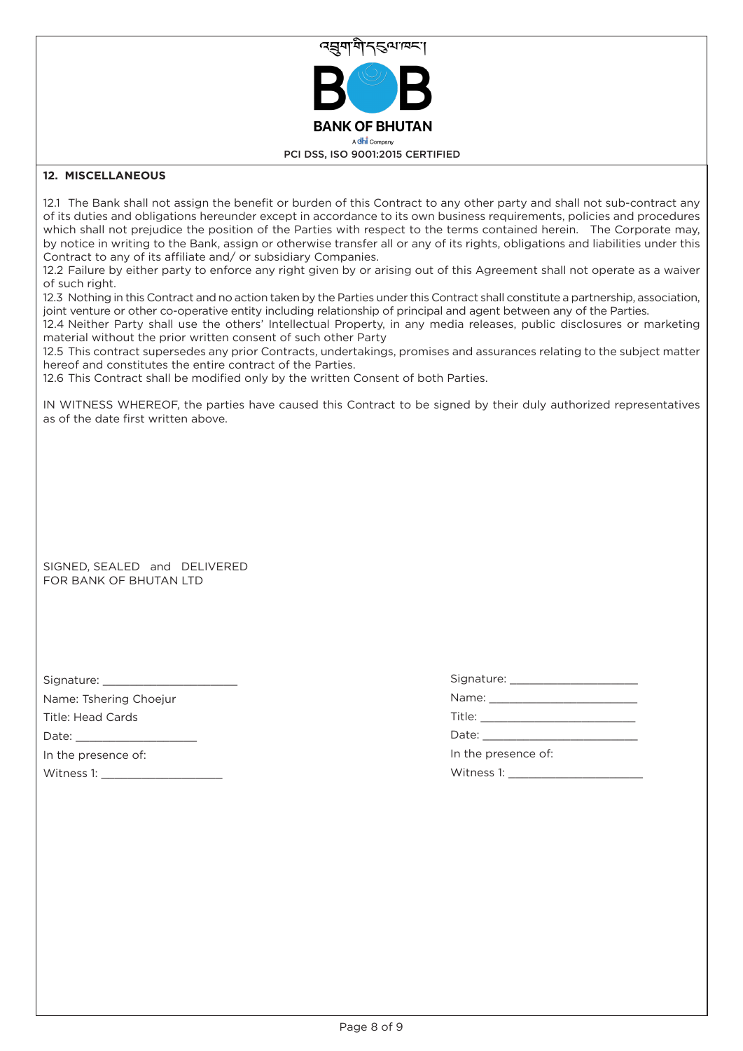## 12. MISCELLANEOUS

12.1 The Bank shall not assign the benefit or burden of this Contract to any other party and shall not sub-contract any of its duties and obligations hereunder except in accordance to its own business requirements, policies and procedures which shall not prejudice the position of the Parties with respect to the terms contained herein. The Corporate may, by notice in writing to the Bank, assign or otherwise transfer all or any of its rights, obligations and liabilities under this Contract to any of its affiliate and/ or subsidiary Companies.

12.2 Failure by either party to enforce any right given by or arising out of this Agreement shall not operate as a waiver of such right.

12.3 Nothing in this Contract and no action taken by the Parties under this Contract shall constitute a partnership, association, joint venture or other co-operative entity including relationship of principal and agent between any of the Parties.

12.4 Neither Party shall use the others' Intellectual Property, in any media releases, public disclosures or marketing material without the prior written consent of such other Party

12.5 This contract supersedes any prior Contracts, undertakings, promises and assurances relating to the subject matter hereof and constitutes the entire contract of the Parties.

12.6 This Contract shall be modified only by the written Consent of both Parties.

IN WITNESS WHEREOF, the parties have caused this Contract to be signed by their duly authorized representatives as of the date first written above.

SIGNED, SEALED and DELIVERED
FOR BANK OF BHUTAN LTD

Signature: ____________________

Name: Tshering Choejur

Title: Head Cards

Date: ____________________

In the presence of:

Witness 1: ____________________

Signature: ____________________

Name: ____________________

Title: ____________________

Date: ____________________

In the presence of:

Witness 1: ____________________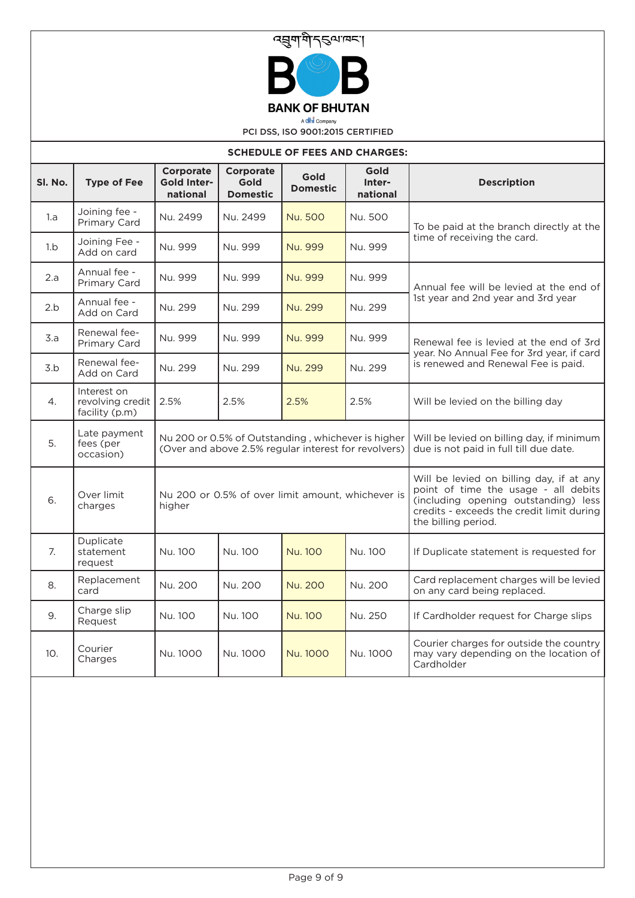འབྲུག་གི་དངུལ་ཁང་།

**BANK OF BHUTAN**

A dhi Company

PCI DSS, ISO 9001:2015 CERTIFIED

## SCHEDULE OF FEES AND CHARGES:

| Sl. No. | Type of Fee | Corporate Gold International | Corporate Gold Domestic | Gold Domestic | Gold International | Description |
|---|---|---|---|---|---|---|
| 1.a | Joining fee - Primary Card | Nu. 2499 | Nu. 2499 | Nu. 500 | Nu. 500 | To be paid at the branch directly at the time of receiving the card. |
| 1.b | Joining Fee - Add on card | Nu. 999 | Nu. 999 | Nu. 999 | Nu. 999 | |
| 2.a | Annual fee - Primary Card | Nu. 999 | Nu. 999 | Nu. 999 | Nu. 999 | Annual fee will be levied at the end of 1st year and 2nd year and 3rd year |
| 2.b | Annual fee - Add on Card | Nu. 299 | Nu. 299 | Nu. 299 | Nu. 299 | |
| 3.a | Renewal fee- Primary Card | Nu. 999 | Nu. 999 | Nu. 999 | Nu. 999 | Renewal fee is levied at the end of 3rd year. No Annual Fee for 3rd year, if card is renewed and Renewal Fee is paid. |
| 3.b | Renewal fee- Add on Card | Nu. 299 | Nu. 299 | Nu. 299 | Nu. 299 | |
| 4. | Interest on revolving credit facility (p.m) | 2.5% | 2.5% | 2.5% | 2.5% | Will be levied on the billing day |
| 5. | Late payment fees (per occasion) | Nu 200 or 0.5% of Outstanding , whichever is higher (Over and above 2.5% regular interest for revolvers) | | | | Will be levied on billing day, if minimum due is not paid in full till due date. |
| 6. | Over limit charges | Nu 200 or 0.5% of over limit amount, whichever is higher | | | | Will be levied on billing day, if at any point of time the usage - all debits (including opening outstanding) less credits - exceeds the credit limit during the billing period. |
| 7. | Duplicate statement request | Nu. 100 | Nu. 100 | Nu. 100 | Nu. 100 | If Duplicate statement is requested for |
| 8. | Replacement card | Nu. 200 | Nu. 200 | Nu. 200 | Nu. 200 | Card replacement charges will be levied on any card being replaced. |
| 9. | Charge slip Request | Nu. 100 | Nu. 100 | Nu. 100 | Nu. 250 | If Cardholder request for Charge slips |
| 10. | Courier Charges | Nu. 1000 | Nu. 1000 | Nu. 1000 | Nu. 1000 | Courier charges for outside the country may vary depending on the location of Cardholder |